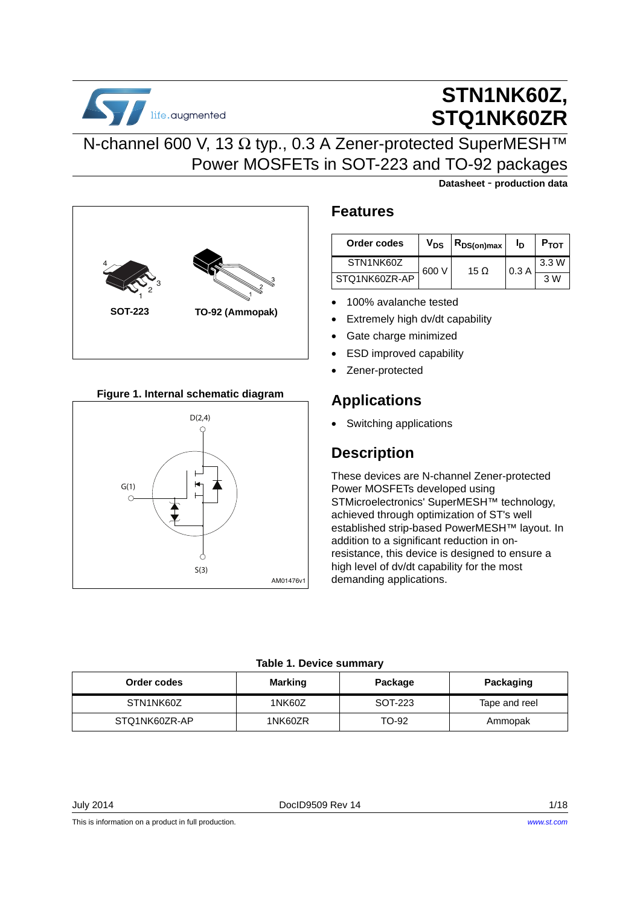# STN1NK60Z, STQ1NK60ZR

## N-channel 600 V, 13 Ω typ., 0.3 A Zener-protected SuperMESH™ Power MOSFETs in SOT-223 and TO-92 packages

**Datasheet - production data**

SOT-223 TO-92 (Ammopak)

**Figure 1. Internal schematic diagram**

## Features

| Order codes | $V_{DS}$ | $R_{DS(on)max}$ | $I_D$ | $P_{TOT}$ |
|---|---|---|---|---|
| STN1NK60Z | 600 V | 15 Ω | 0.3 A | 3.3 W |
| STQ1NK60ZR-AP | | | | 3 W |

- 100% avalanche tested
- Extremely high dv/dt capability
- Gate charge minimized
- ESD improved capability
- Zener-protected

## Applications

- Switching applications

## Description

These devices are N-channel Zener-protected Power MOSFETs developed using STMicroelectronics' SuperMESH™ technology, achieved through optimization of ST's well established strip-based PowerMESH™ layout. In addition to a significant reduction in on-resistance, this device is designed to ensure a high level of dv/dt capability for the most demanding applications.

**Table 1. Device summary**

| Order codes | Marking | Package | Packaging |
|---|---|---|---|
| STN1NK60Z | 1NK60Z | SOT-223 | Tape and reel |
| STQ1NK60ZR-AP | 1NK60ZR | TO-92 | Ammopak |

July 2014 DocID9509 Rev 14

This is information on a product in full production. www.st.com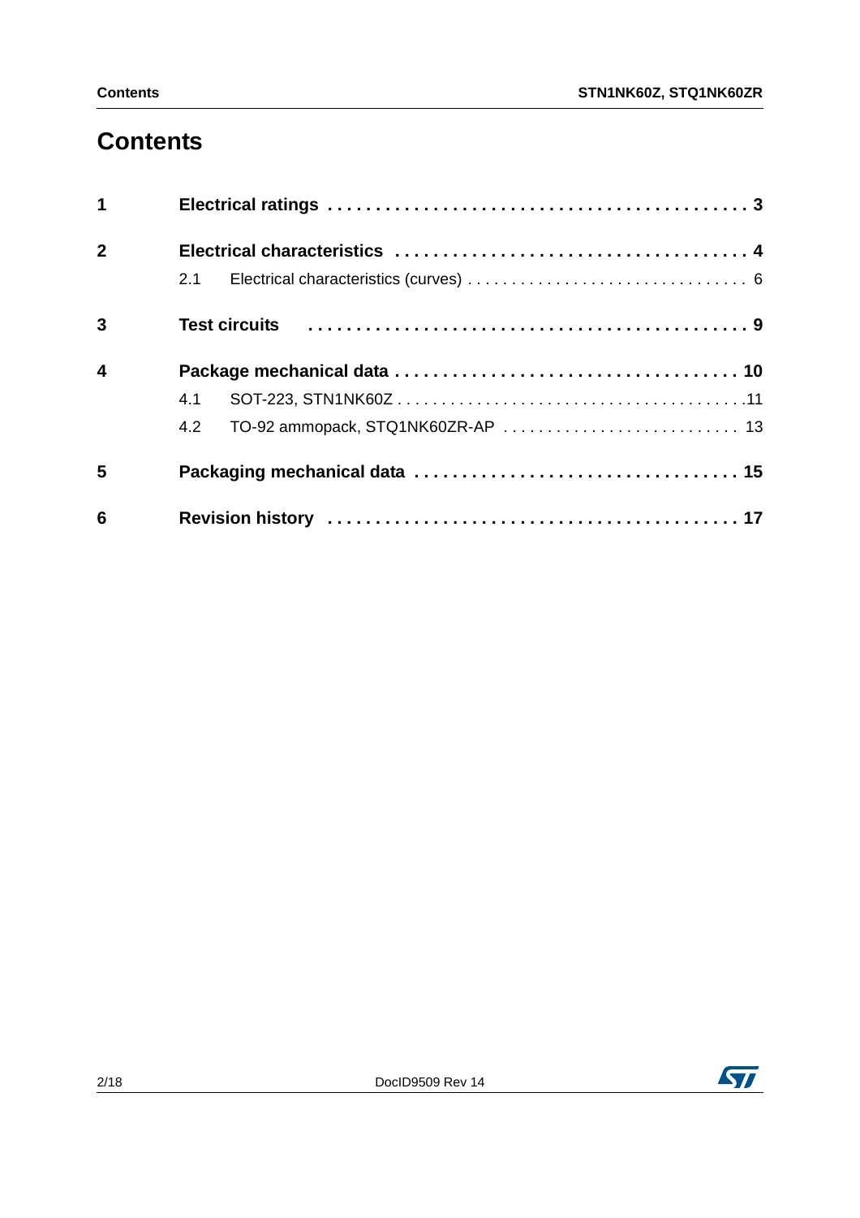# Contents

1 **Electrical ratings** . . . . . . . . . . . . . . . . . . . . . . . . . . . . . . . . . . . . . . . . . . . . **3**

2 **Electrical characteristics** . . . . . . . . . . . . . . . . . . . . . . . . . . . . . . . . . . . . . **4**

- 2.1 Electrical characteristics (curves) . . . . . . . . . . . . . . . . . . . . . . . . . . . . . . . 6

3 **Test circuits** . . . . . . . . . . . . . . . . . . . . . . . . . . . . . . . . . . . . . . . . . . . . **9**

4 **Package mechanical data** . . . . . . . . . . . . . . . . . . . . . . . . . . . . . . . . . . . . **10**

- 4.1 SOT-223, STN1NK60Z . . . . . . . . . . . . . . . . . . . . . . . . . . . . . . . . . . . . . . .11
- 4.2 TO-92 ammopack, STQ1NK60ZR-AP . . . . . . . . . . . . . . . . . . . . . . . . . . 13

5 **Packaging mechanical data** . . . . . . . . . . . . . . . . . . . . . . . . . . . . . . . . . . **15**

6 **Revision history** . . . . . . . . . . . . . . . . . . . . . . . . . . . . . . . . . . . . . . . . . . **17**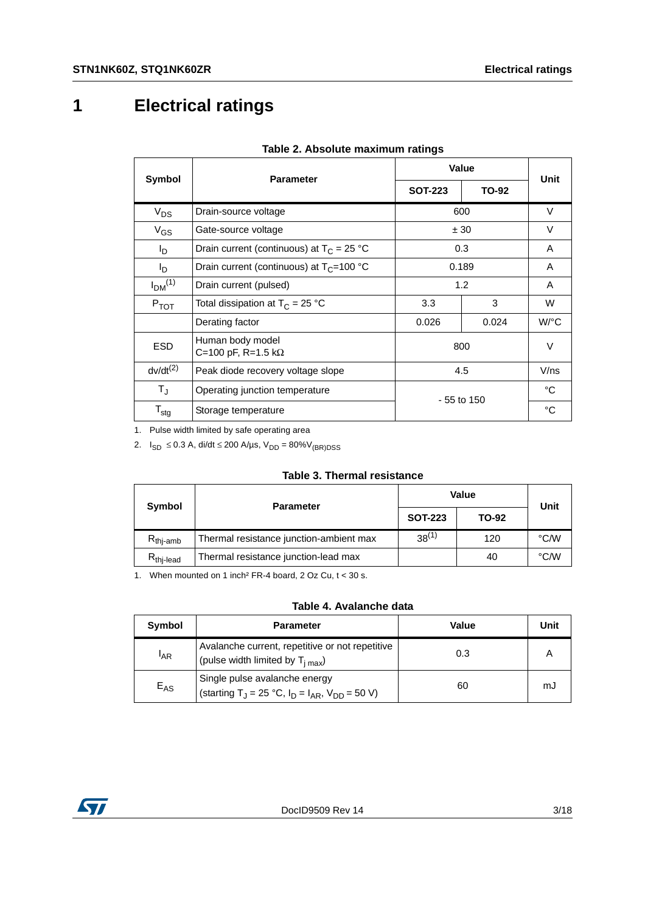# 1 Electrical ratings

**Table 2. Absolute maximum ratings**

| Symbol | Parameter | Value | | Unit |
|---|---|---|---|---|
| | | SOT-223 | TO-92 | |
| $V_{DS}$ | Drain-source voltage | 600 | | V |
| $V_{GS}$ | Gate-source voltage | ± 30 | | V |
| $I_D$ | Drain current (continuous) at $T_C$ = 25 °C | 0.3 | | A |
| $I_D$ | Drain current (continuous) at $T_C$=100 °C | 0.189 | | A |
| $I_{DM}$[1] | Drain current (pulsed) | 1.2 | | A |
| $P_{TOT}$ | Total dissipation at $T_C$ = 25 °C | 3.3 | 3 | W |
| | Derating factor | 0.026 | 0.024 | W/°C |
| ESD | Human body model C=100 pF, R=1.5 kΩ | 800 | | V |
| dv/dt[2] | Peak diode recovery voltage slope | 4.5 | | V/ns |
| $T_J$ | Operating junction temperature | - 55 to 150 | | °C |
| $T_{stg}$ | Storage temperature | | | °C |

1. Pulse width limited by safe operating area
2. $I_{SD}$ ≤ 0.3 A, di/dt ≤ 200 A/µs, $V_{DD}$ = 80%$V_{(BR)DSS}$

**Table 3. Thermal resistance**

| Symbol | Parameter | Value | | Unit |
|---|---|---|---|---|
| | | SOT-223 | TO-92 | |
| $R_{thj-amb}$ | Thermal resistance junction-ambient max | 38[1] | 120 | °C/W |
| $R_{thj-lead}$ | Thermal resistance junction-lead max | | 40 | °C/W |

1. When mounted on 1 inch² FR-4 board, 2 Oz Cu, t < 30 s.

**Table 4. Avalanche data**

| Symbol | Parameter | Value | Unit |
|---|---|---|---|
| $I_{AR}$ | Avalanche current, repetitive or not repetitive (pulse width limited by $T_{j\ max}$) | 0.3 | A |
| $E_{AS}$ | Single pulse avalanche energy (starting $T_J$ = 25 °C, $I_D$ = $I_{AR}$, $V_{DD}$ = 50 V) | 60 | mJ |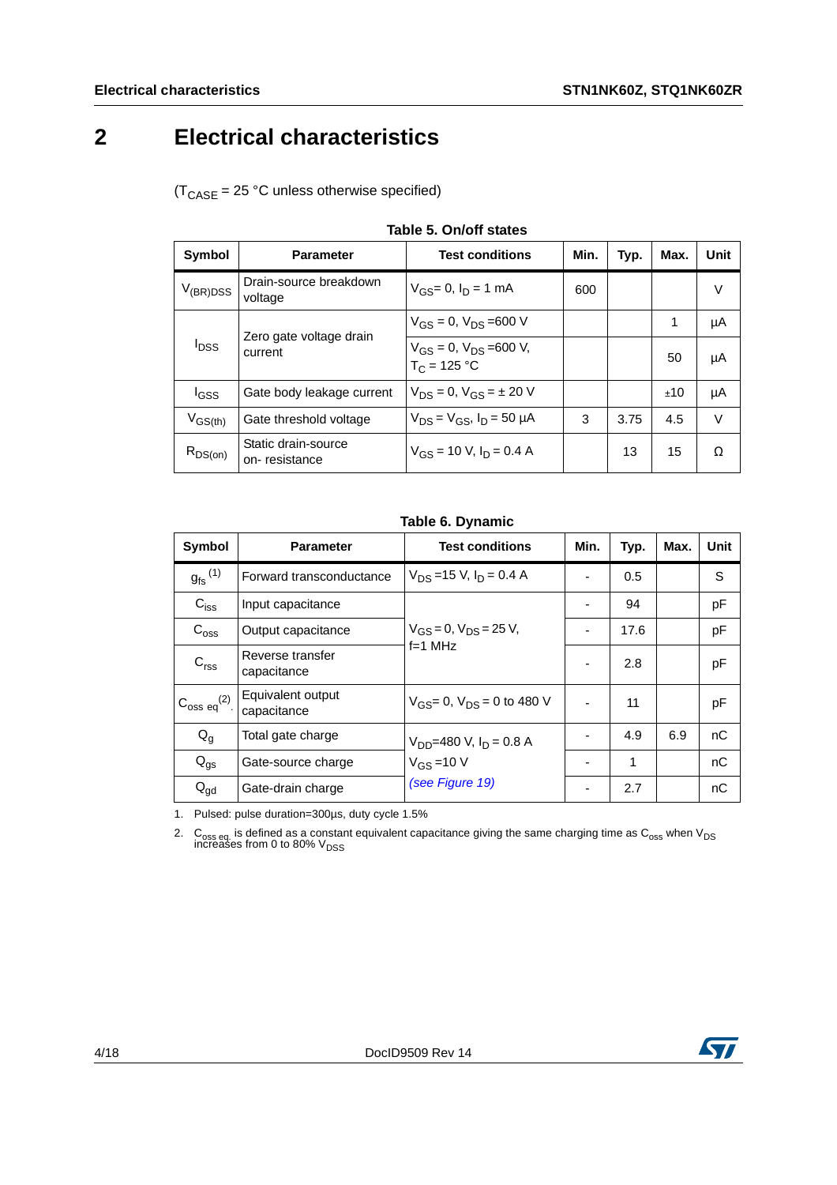# 2 Electrical characteristics

($T_{CASE}$ = 25 °C unless otherwise specified)

**Table 5. On/off states**

| Symbol | Parameter | Test conditions | Min. | Typ. | Max. | Unit |
|---|---|---|---|---|---|---|
| $V_{(BR)DSS}$ | Drain-source breakdown voltage | $V_{GS}$= 0, $I_D$ = 1 mA | 600 | | | V |
| $I_{DSS}$ | Zero gate voltage drain current | $V_{GS}$ = 0, $V_{DS}$ =600 V | | | 1 | µA |
| | | $V_{GS}$ = 0, $V_{DS}$ =600 V, $T_C$ = 125 °C | | | 50 | µA |
| $I_{GSS}$ | Gate body leakage current | $V_{DS}$ = 0, $V_{GS}$ = ± 20 V | | | ±10 | µA |
| $V_{GS(th)}$ | Gate threshold voltage | $V_{DS}$ = $V_{GS}$, $I_D$ = 50 µA | 3 | 3.75 | 4.5 | V |
| $R_{DS(on)}$ | Static drain-source on- resistance | $V_{GS}$ = 10 V, $I_D$ = 0.4 A | | 13 | 15 | Ω |

**Table 6. Dynamic**

| Symbol | Parameter | Test conditions | Min. | Typ. | Max. | Unit |
|---|---|---|---|---|---|---|
| $g_{fs}$ (1) | Forward transconductance | $V_{DS}$ =15 V, $I_D$ = 0.4 A | - | 0.5 | | S |
| $C_{iss}$ | Input capacitance | $V_{GS}$ = 0, $V_{DS}$ = 25 V, f=1 MHz | - | 94 | | pF |
| $C_{oss}$ | Output capacitance | | - | 17.6 | | pF |
| $C_{rss}$ | Reverse transfer capacitance | | - | 2.8 | | pF |
| $C_{oss\ eq}$ (2) | Equivalent output capacitance | $V_{GS}$= 0, $V_{DS}$ = 0 to 480 V | - | 11 | | pF |
| $Q_g$ | Total gate charge | $V_{DD}$=480 V, $I_D$ = 0.8 A $V_{GS}$ =10 V *(see Figure 19)* | - | 4.9 | 6.9 | nC |
| $Q_{gs}$ | Gate-source charge | | - | 1 | | nC |
| $Q_{gd}$ | Gate-drain charge | | - | 2.7 | | nC |

1. Pulsed: pulse duration=300µs, duty cycle 1.5%
2. $C_{oss\ eq.}$ is defined as a constant equivalent capacitance giving the same charging time as $C_{oss}$ when $V_{DS}$ increases from 0 to 80% $V_{DSS}$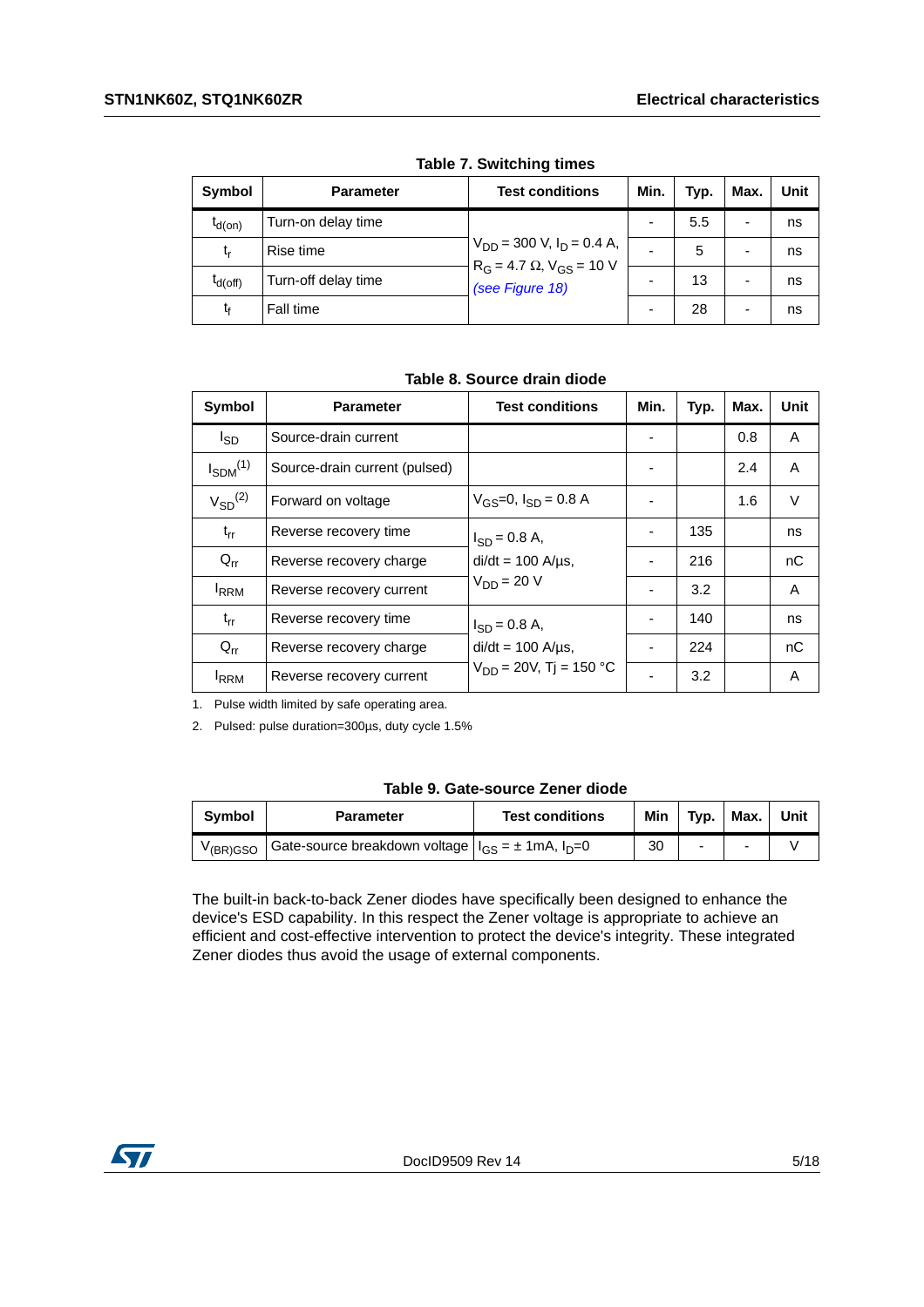**Table 7. Switching times**

| Symbol | Parameter | Test conditions | Min. | Typ. | Max. | Unit |
|---|---|---|---|---|---|---|
| $t_{d(on)}$ | Turn-on delay time | $V_{DD}$ = 300 V, $I_D$ = 0.4 A, $R_G$ = 4.7 Ω, $V_{GS}$ = 10 V *(see Figure 18)* | - | 5.5 | - | ns |
| $t_r$ | Rise time | | - | 5 | - | ns |
| $t_{d(off)}$ | Turn-off delay time | | - | 13 | - | ns |
| $t_f$ | Fall time | | - | 28 | - | ns |

**Table 8. Source drain diode**

| Symbol | Parameter | Test conditions | Min. | Typ. | Max. | Unit |
|---|---|---|---|---|---|---|
| $I_{SD}$ | Source-drain current | | - | | 0.8 | A |
| $I_{SDM}$[1] | Source-drain current (pulsed) | | - | | 2.4 | A |
| $V_{SD}$[2] | Forward on voltage | $V_{GS}$=0, $I_{SD}$ = 0.8 A | - | | 1.6 | V |
| $t_{rr}$ | Reverse recovery time | $I_{SD}$ = 0.8 A, di/dt = 100 A/µs, $V_{DD}$ = 20 V | - | 135 | | ns |
| $Q_{rr}$ | Reverse recovery charge | | - | 216 | | nC |
| $I_{RRM}$ | Reverse recovery current | | - | 3.2 | | A |
| $t_{rr}$ | Reverse recovery time | $I_{SD}$ = 0.8 A, di/dt = 100 A/µs, $V_{DD}$ = 20V, Tj = 150 °C | - | 140 | | ns |
| $Q_{rr}$ | Reverse recovery charge | | - | 224 | | nC |
| $I_{RRM}$ | Reverse recovery current | | - | 3.2 | | A |

1. Pulse width limited by safe operating area.
2. Pulsed: pulse duration=300µs, duty cycle 1.5%

**Table 9. Gate-source Zener diode**

| Symbol | Parameter | Test conditions | Min | Typ. | Max. | Unit |
|---|---|---|---|---|---|---|
| $V_{(BR)GSO}$ | Gate-source breakdown voltage | $I_{GS}$ = ± 1mA, $I_D$=0 | 30 | - | - | V |

The built-in back-to-back Zener diodes have specifically been designed to enhance the device's ESD capability. In this respect the Zener voltage is appropriate to achieve an efficient and cost-effective intervention to protect the device's integrity. These integrated Zener diodes thus avoid the usage of external components.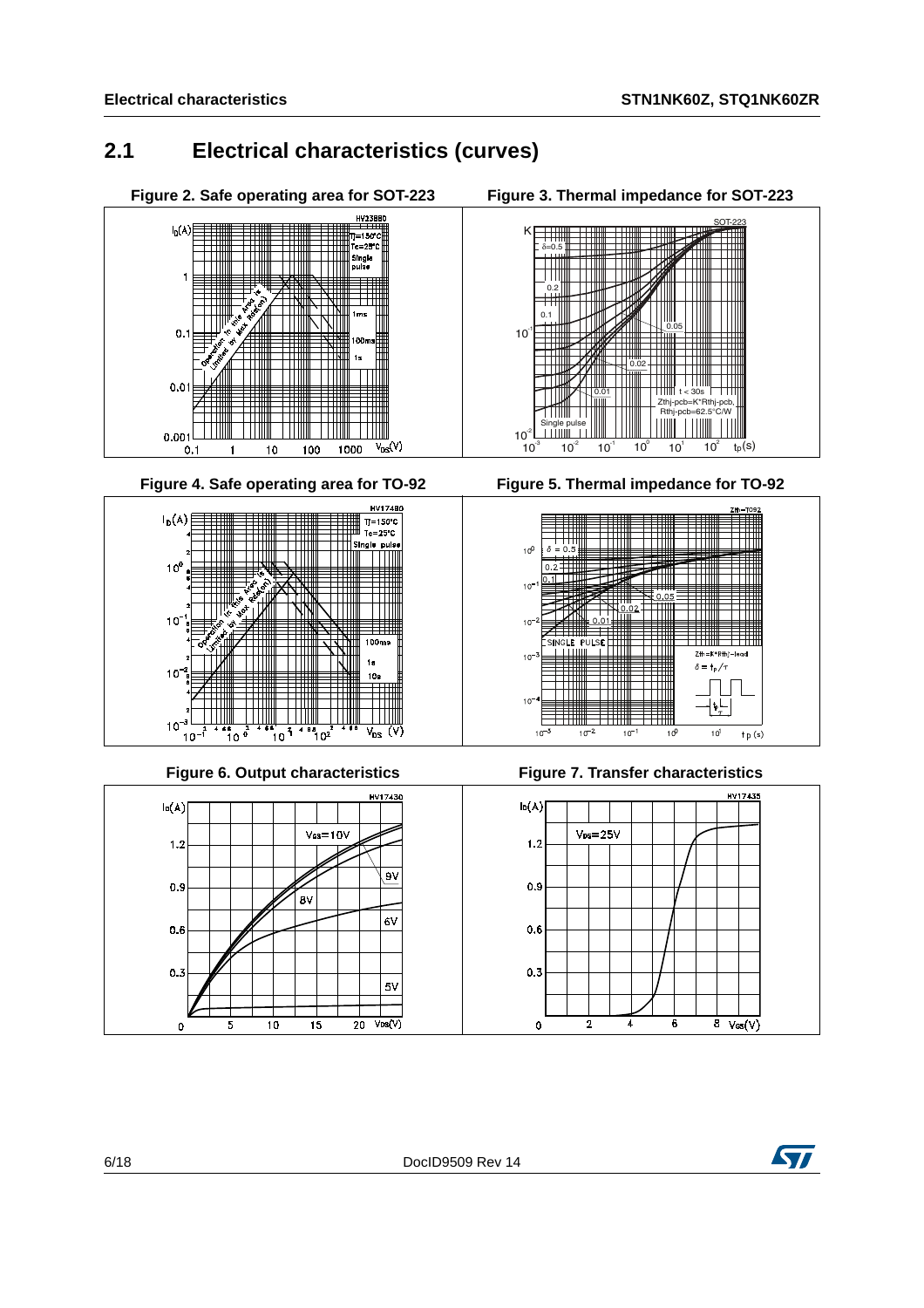## 2.1 Electrical characteristics (curves)

**Figure 2. Safe operating area for SOT-223**

**Figure 3. Thermal impedance for SOT-223**

**Figure 4. Safe operating area for TO-92**

**Figure 5. Thermal impedance for TO-92**

**Figure 6. Output characteristics**

**Figure 7. Transfer characteristics**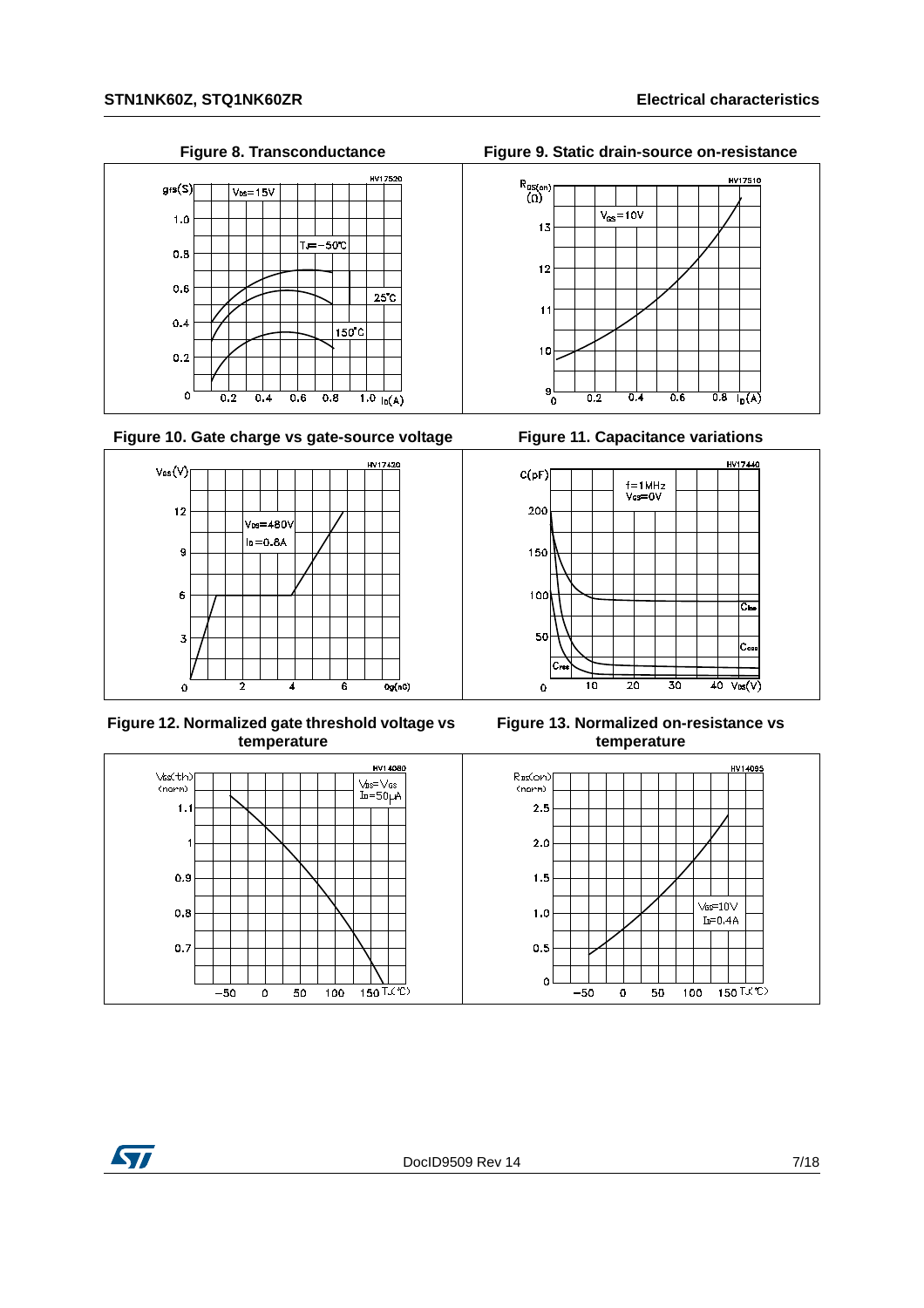**Figure 8. Transconductance**

**Figure 9. Static drain-source on-resistance**

**Figure 10. Gate charge vs gate-source voltage**

**Figure 11. Capacitance variations**

**Figure 12. Normalized gate threshold voltage vs temperature**

**Figure 13. Normalized on-resistance vs temperature**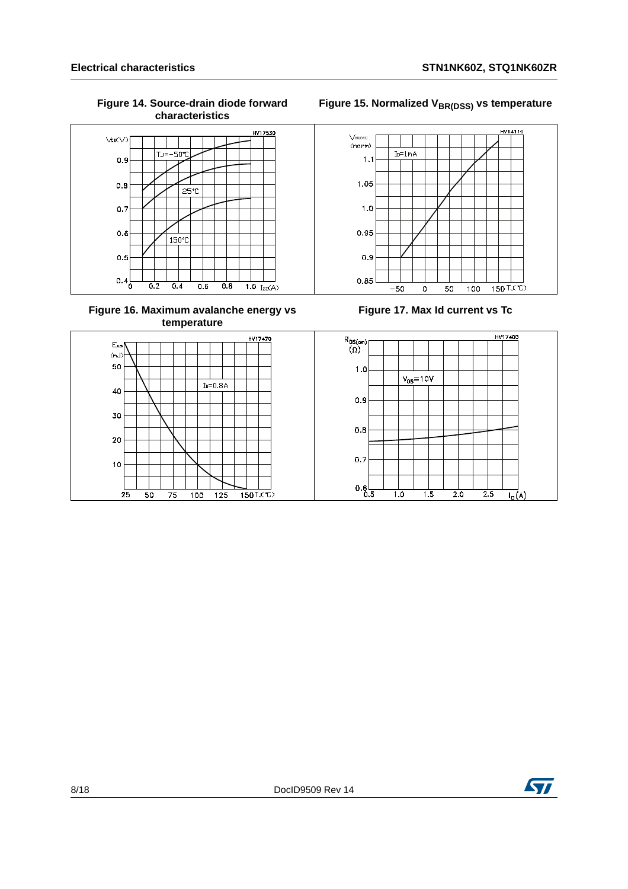Figure 14. Source-drain diode forward characteristics

Figure 15. Normalized $V_{BR(DSS)}$ vs temperature

Figure 16. Maximum avalanche energy vs temperature

Figure 17. Max Id current vs Tc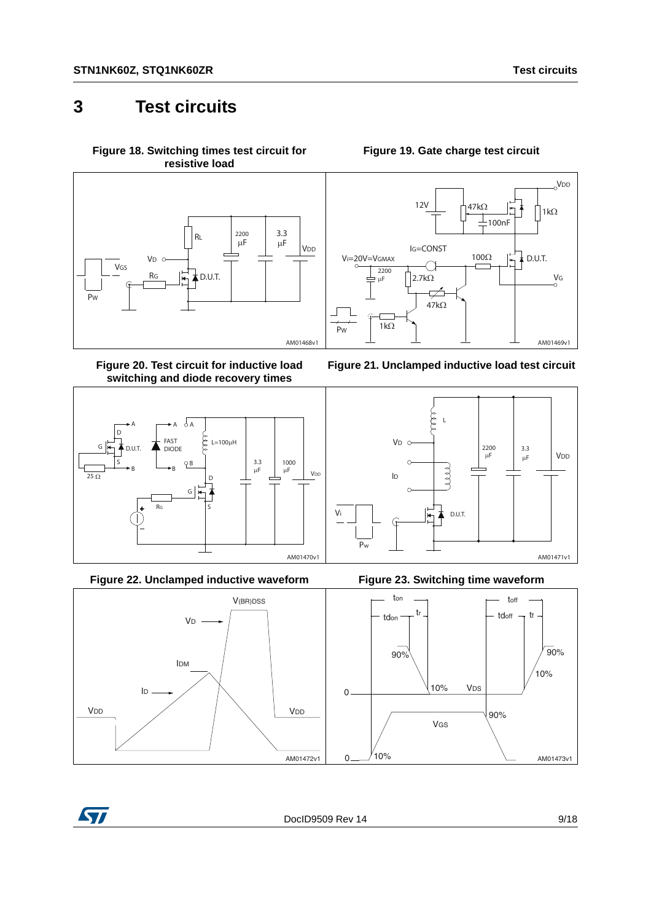# 3 Test circuits

**Figure 18. Switching times test circuit for resistive load**

**Figure 19. Gate charge test circuit**

**Figure 20. Test circuit for inductive load switching and diode recovery times**

**Figure 21. Unclamped inductive load test circuit**

**Figure 22. Unclamped inductive waveform**

**Figure 23. Switching time waveform**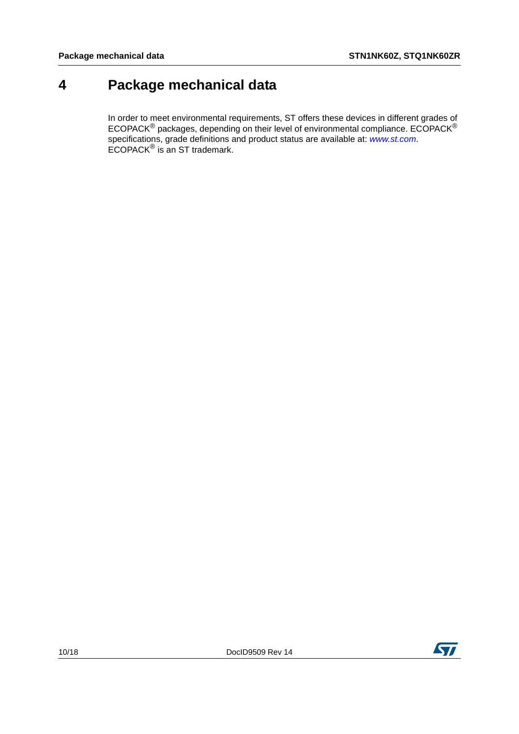# 4 Package mechanical data

In order to meet environmental requirements, ST offers these devices in different grades of ECOPACK® packages, depending on their level of environmental compliance. ECOPACK® specifications, grade definitions and product status are available at: *www.st.com*. ECOPACK® is an ST trademark.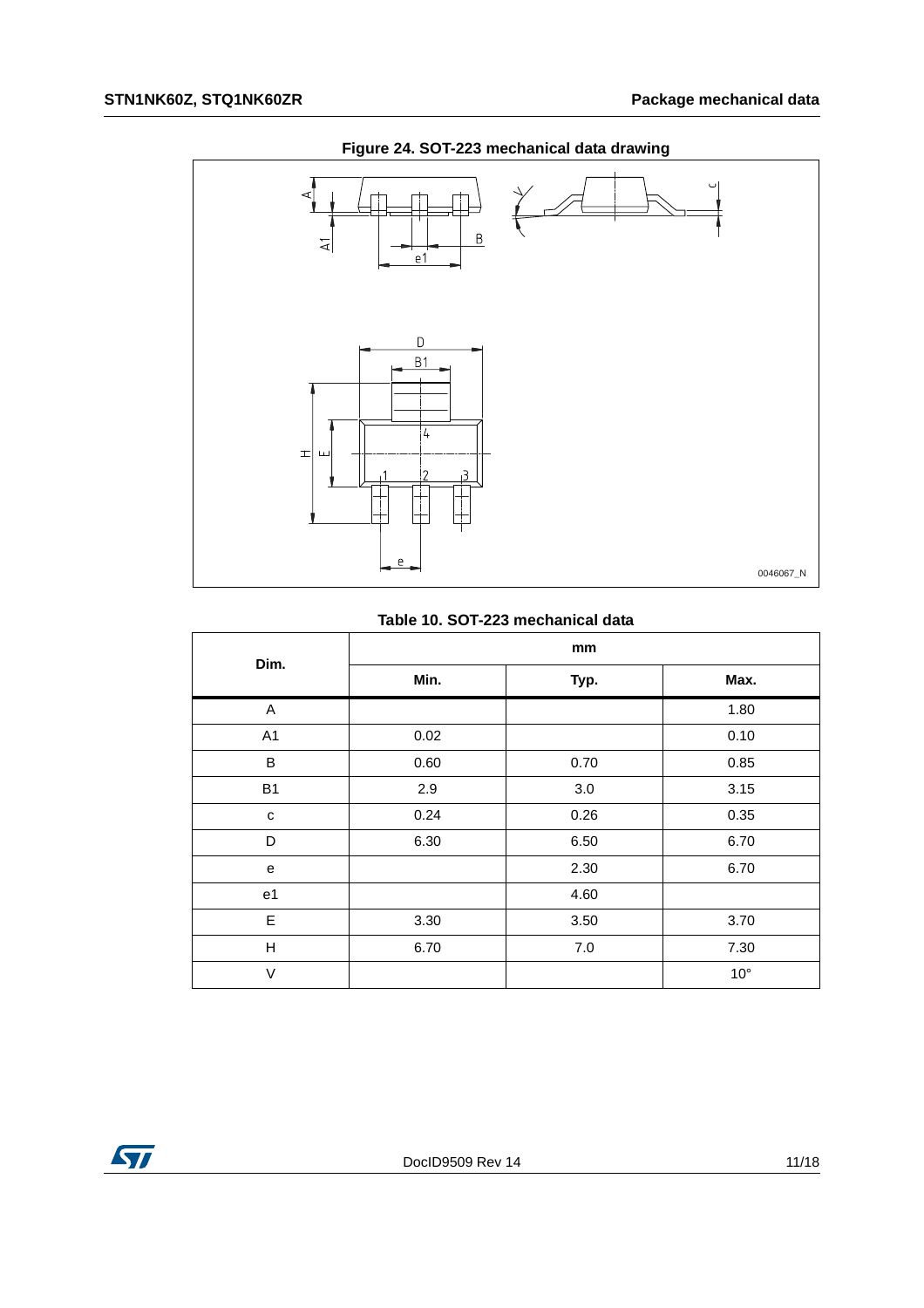**Figure 24. SOT-223 mechanical data drawing**

**Table 10. SOT-223 mechanical data**

| Dim. | mm | | |
|---|---|---|---|
| | Min. | Typ. | Max. |
| A | | | 1.80 |
| A1 | 0.02 | | 0.10 |
| B | 0.60 | 0.70 | 0.85 |
| B1 | 2.9 | 3.0 | 3.15 |
| c | 0.24 | 0.26 | 0.35 |
| D | 6.30 | 6.50 | 6.70 |
| e | | 2.30 | 6.70 |
| e1 | | 4.60 | |
| E | 3.30 | 3.50 | 3.70 |
| H | 6.70 | 7.0 | 7.30 |
| V | | | 10° |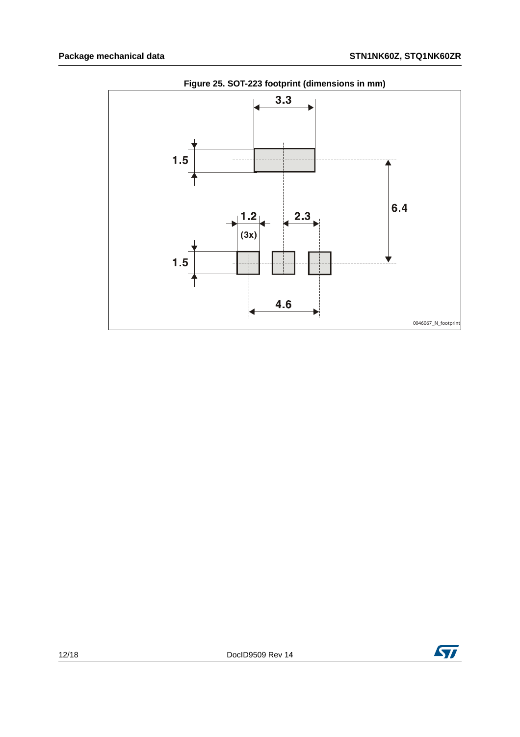**Figure 25. SOT-223 footprint (dimensions in mm)**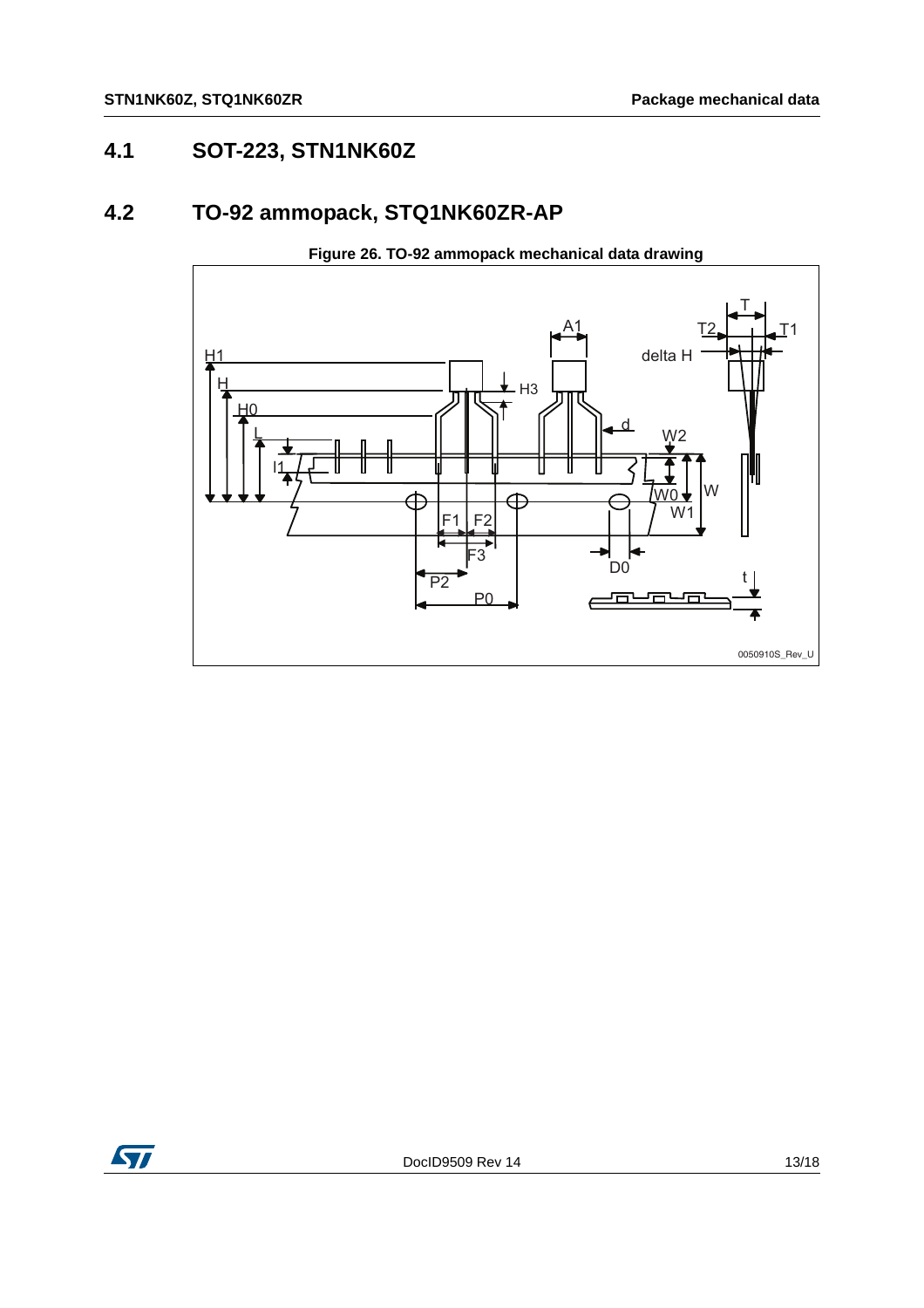## 4.1 SOT-223, STN1NK60Z

## 4.2 TO-92 ammopack, STQ1NK60ZR-AP

**Figure 26. TO-92 ammopack mechanical data drawing**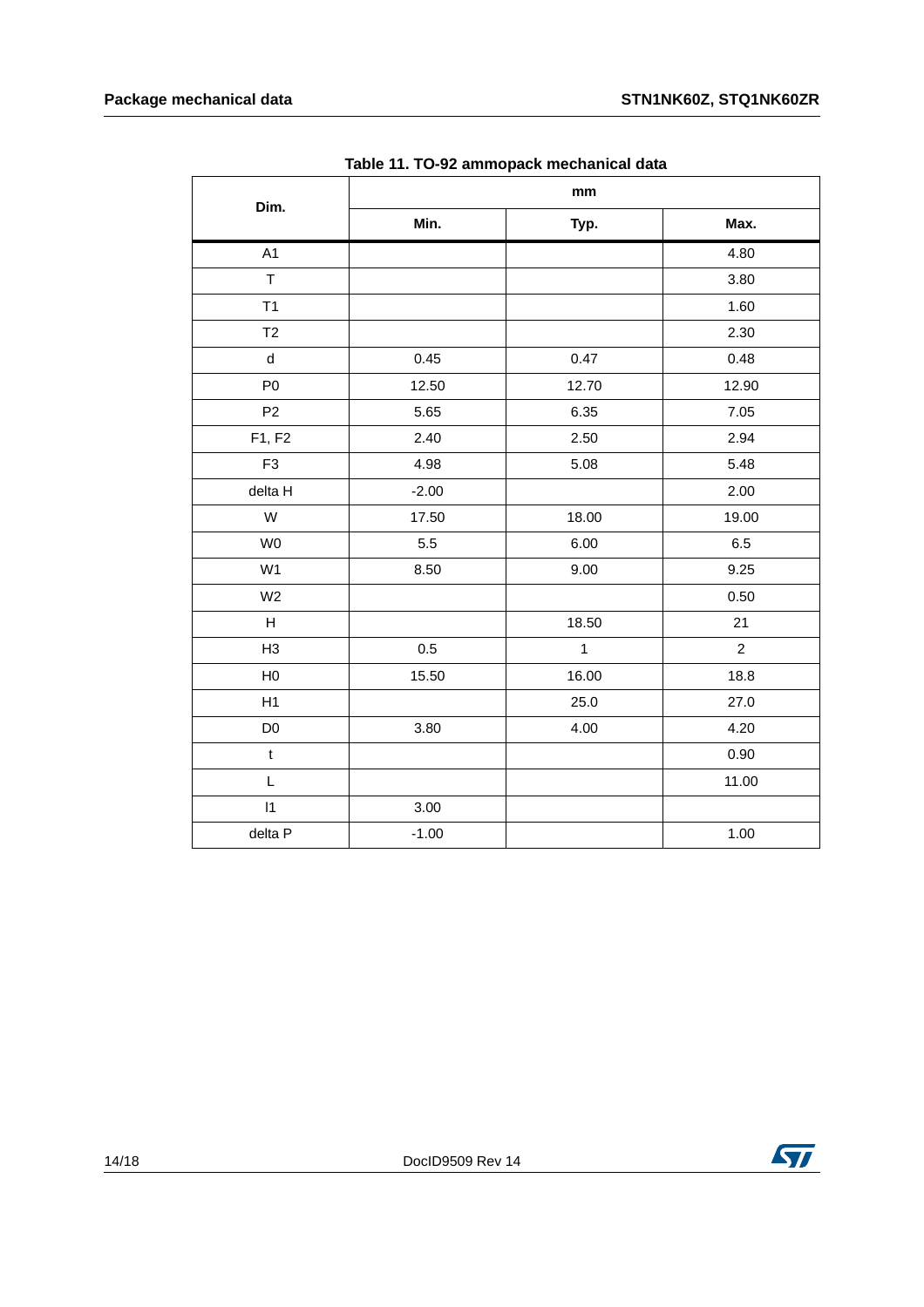Table 11. TO-92 ammopack mechanical data

| Dim. | mm | | |
|---|---|---|---|
| | Min. | Typ. | Max. |
| A1 | | | 4.80 |
| T | | | 3.80 |
| T1 | | | 1.60 |
| T2 | | | 2.30 |
| d | 0.45 | 0.47 | 0.48 |
| P0 | 12.50 | 12.70 | 12.90 |
| P2 | 5.65 | 6.35 | 7.05 |
| F1, F2 | 2.40 | 2.50 | 2.94 |
| F3 | 4.98 | 5.08 | 5.48 |
| delta H | -2.00 | | 2.00 |
| W | 17.50 | 18.00 | 19.00 |
| W0 | 5.5 | 6.00 | 6.5 |
| W1 | 8.50 | 9.00 | 9.25 |
| W2 | | | 0.50 |
| H | | 18.50 | 21 |
| H3 | 0.5 | 1 | 2 |
| H0 | 15.50 | 16.00 | 18.8 |
| H1 | | 25.0 | 27.0 |
| D0 | 3.80 | 4.00 | 4.20 |
| t | | | 0.90 |
| L | | | 11.00 |
| l1 | 3.00 | | |
| delta P | -1.00 | | 1.00 |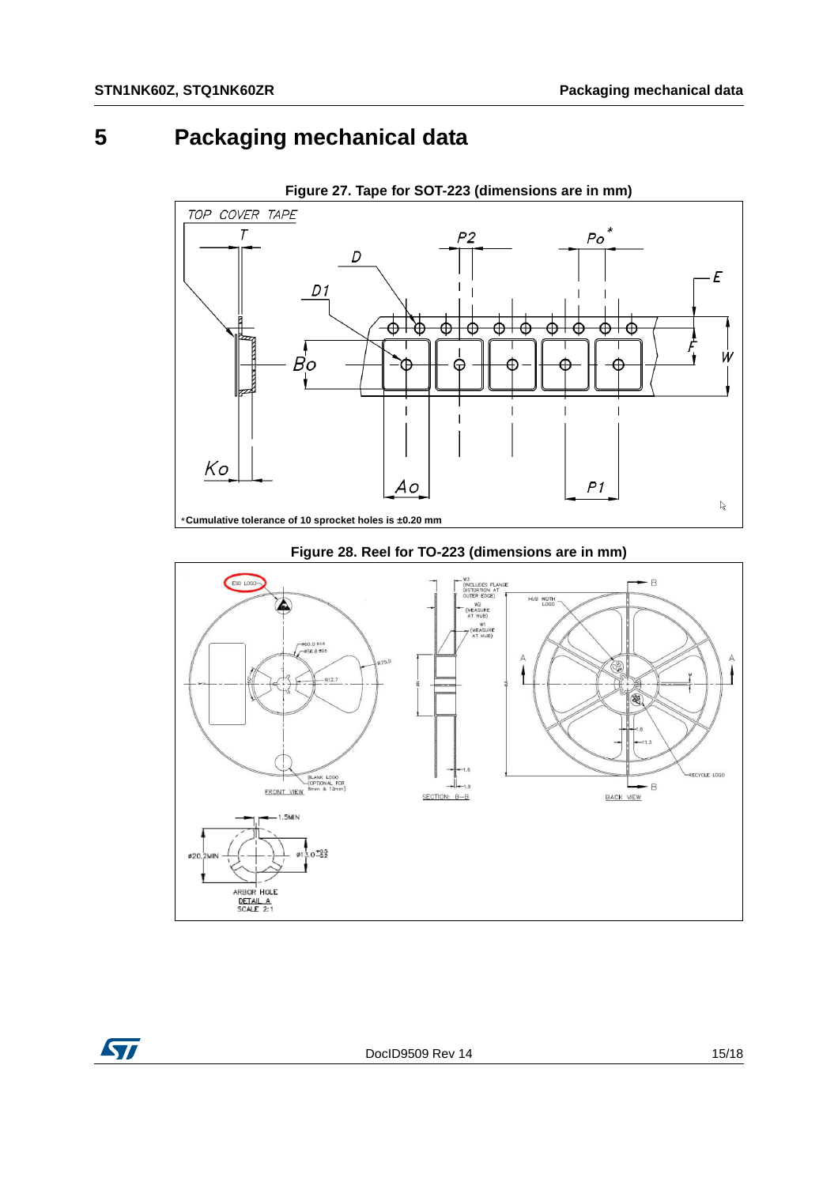# 5 Packaging mechanical data

**Figure 27. Tape for SOT-223 (dimensions are in mm)**

*Cumulative tolerance of 10 sprocket holes is ±0.20 mm

**Figure 28. Reel for TO-223 (dimensions are in mm)**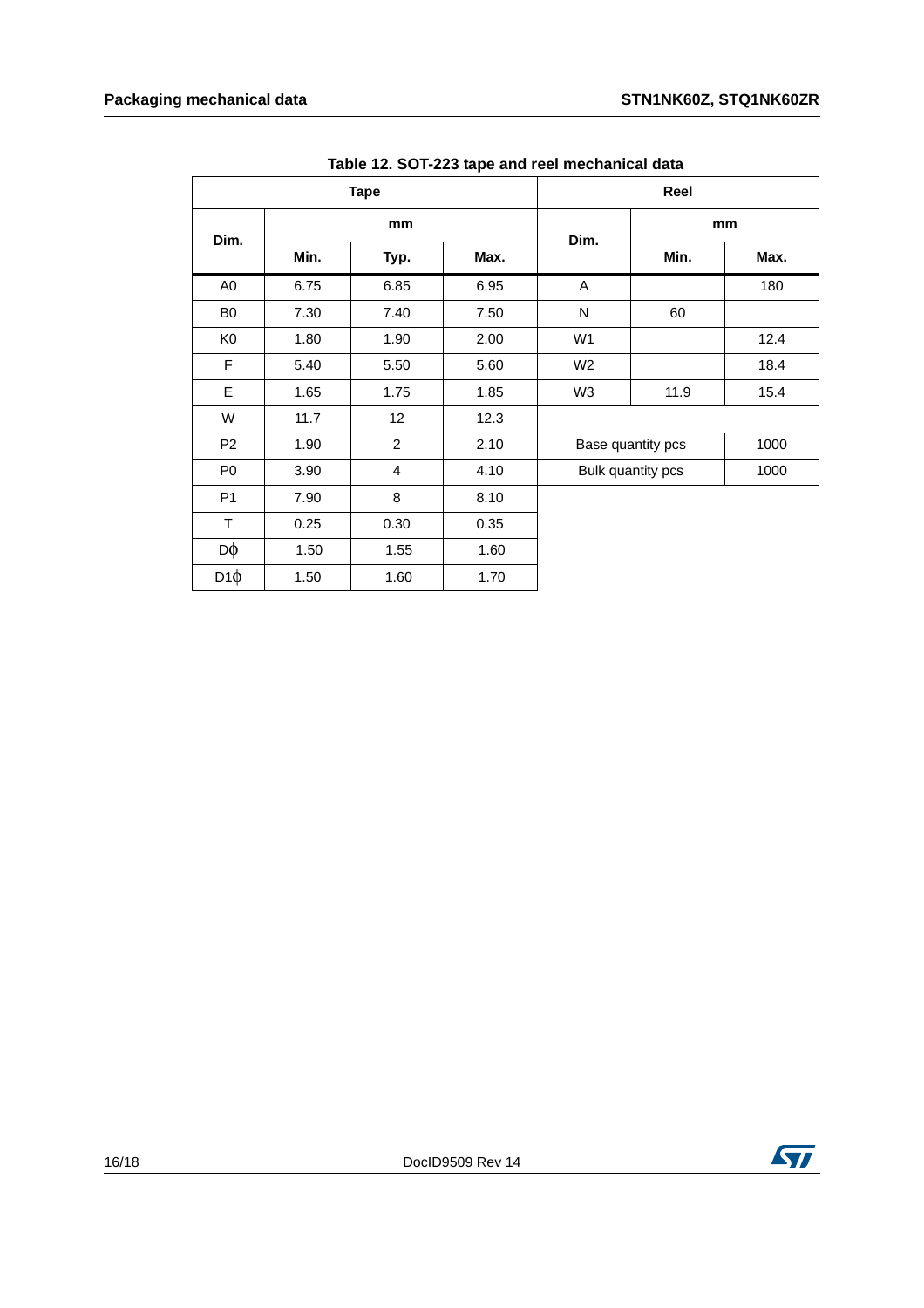Table 12. SOT-223 tape and reel mechanical data

| Tape | | | | Reel | | |
|---|---|---|---|---|---|---|
| Dim. | mm | | | Dim. | mm | |
| | Min. | Typ. | Max. | | Min. | Max. |
| A0 | 6.75 | 6.85 | 6.95 | A | | 180 |
| B0 | 7.30 | 7.40 | 7.50 | N | 60 | |
| K0 | 1.80 | 1.90 | 2.00 | W1 | | 12.4 |
| F | 5.40 | 5.50 | 5.60 | W2 | | 18.4 |
| E | 1.65 | 1.75 | 1.85 | W3 | 11.9 | 15.4 |
| W | 11.7 | 12 | 12.3 | | | |
| P2 | 1.90 | 2 | 2.10 | Base quantity pcs | | 1000 |
| P0 | 3.90 | 4 | 4.10 | Bulk quantity pcs | | 1000 |
| P1 | 7.90 | 8 | 8.10 | | | |
| T | 0.25 | 0.30 | 0.35 | | | |
| Dϕ | 1.50 | 1.55 | 1.60 | | | |
| D1ϕ | 1.50 | 1.60 | 1.70 | | | |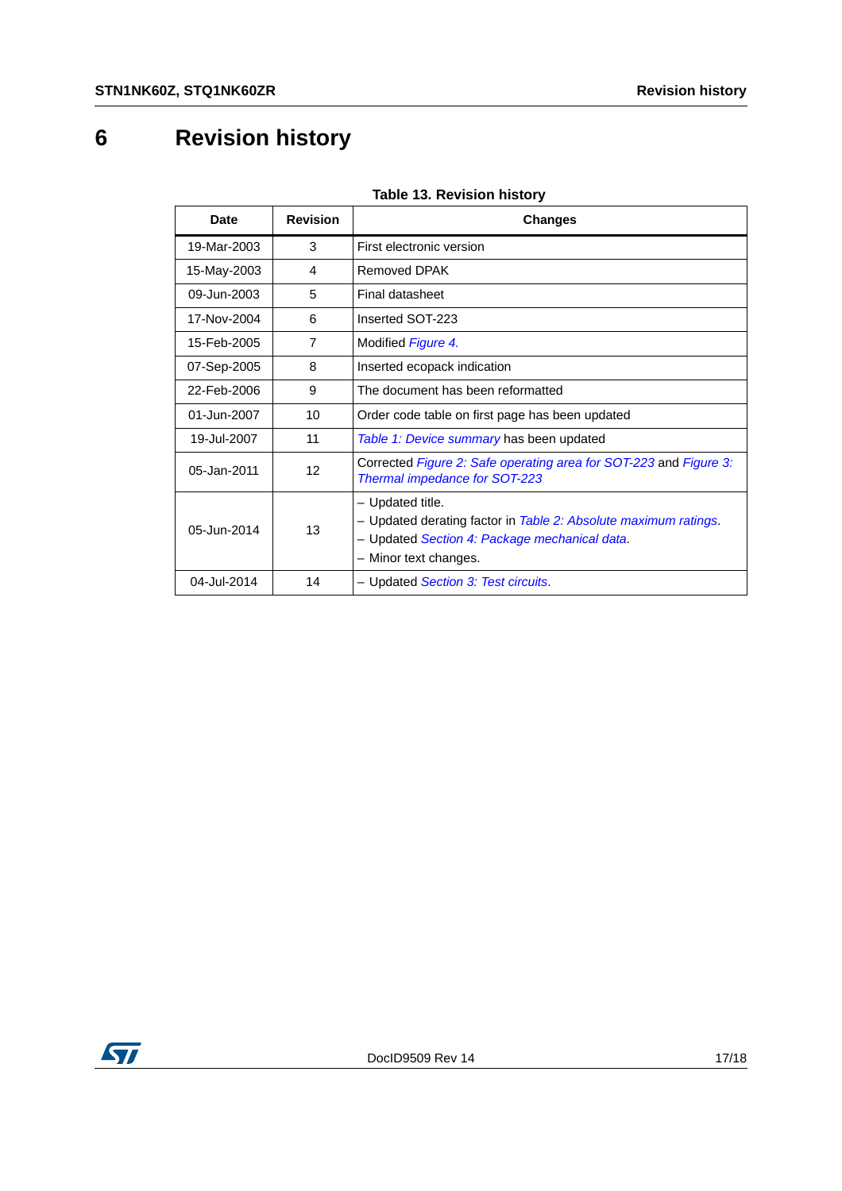# 6 Revision history

**Table 13. Revision history**

| Date | Revision | Changes |
|---|---|---|
| 19-Mar-2003 | 3 | First electronic version |
| 15-May-2003 | 4 | Removed DPAK |
| 09-Jun-2003 | 5 | Final datasheet |
| 17-Nov-2004 | 6 | Inserted SOT-223 |
| 15-Feb-2005 | 7 | Modified *Figure 4.* |
| 07-Sep-2005 | 8 | Inserted ecopack indication |
| 22-Feb-2006 | 9 | The document has been reformatted |
| 01-Jun-2007 | 10 | Order code table on first page has been updated |
| 19-Jul-2007 | 11 | *Table 1: Device summary* has been updated |
| 05-Jan-2011 | 12 | Corrected *Figure 2: Safe operating area for SOT-223* and *Figure 3: Thermal impedance for SOT-223* |
| 05-Jun-2014 | 13 | – Updated title.<br>– Updated derating factor in *Table 2: Absolute maximum ratings*.<br>– Updated *Section 4: Package mechanical data*.<br>– Minor text changes. |
| 04-Jul-2014 | 14 | – Updated *Section 3: Test circuits*. |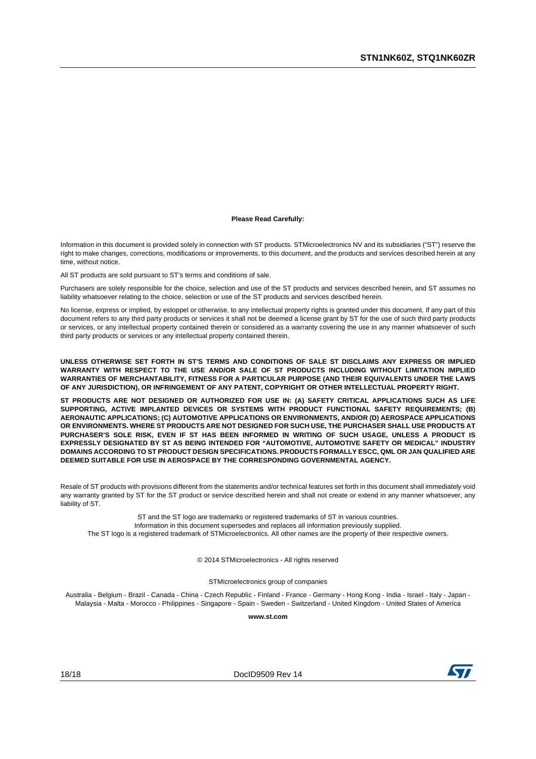**Please Read Carefully:**

Information in this document is provided solely in connection with ST products. STMicroelectronics NV and its subsidiaries ("ST") reserve the right to make changes, corrections, modifications or improvements, to this document, and the products and services described herein at any time, without notice.

All ST products are sold pursuant to ST's terms and conditions of sale.

Purchasers are solely responsible for the choice, selection and use of the ST products and services described herein, and ST assumes no liability whatsoever relating to the choice, selection or use of the ST products and services described herein.

No license, express or implied, by estoppel or otherwise, to any intellectual property rights is granted under this document. If any part of this document refers to any third party products or services it shall not be deemed a license grant by ST for the use of such third party products or services, or any intellectual property contained therein or considered as a warranty covering the use in any manner whatsoever of such third party products or services or any intellectual property contained therein.

**UNLESS OTHERWISE SET FORTH IN ST'S TERMS AND CONDITIONS OF SALE ST DISCLAIMS ANY EXPRESS OR IMPLIED WARRANTY WITH RESPECT TO THE USE AND/OR SALE OF ST PRODUCTS INCLUDING WITHOUT LIMITATION IMPLIED WARRANTIES OF MERCHANTABILITY, FITNESS FOR A PARTICULAR PURPOSE (AND THEIR EQUIVALENTS UNDER THE LAWS OF ANY JURISDICTION), OR INFRINGEMENT OF ANY PATENT, COPYRIGHT OR OTHER INTELLECTUAL PROPERTY RIGHT.**

**ST PRODUCTS ARE NOT DESIGNED OR AUTHORIZED FOR USE IN: (A) SAFETY CRITICAL APPLICATIONS SUCH AS LIFE SUPPORTING, ACTIVE IMPLANTED DEVICES OR SYSTEMS WITH PRODUCT FUNCTIONAL SAFETY REQUIREMENTS; (B) AERONAUTIC APPLICATIONS; (C) AUTOMOTIVE APPLICATIONS OR ENVIRONMENTS, AND/OR (D) AEROSPACE APPLICATIONS OR ENVIRONMENTS. WHERE ST PRODUCTS ARE NOT DESIGNED FOR SUCH USE, THE PURCHASER SHALL USE PRODUCTS AT PURCHASER'S SOLE RISK, EVEN IF ST HAS BEEN INFORMED IN WRITING OF SUCH USAGE, UNLESS A PRODUCT IS EXPRESSLY DESIGNATED BY ST AS BEING INTENDED FOR "AUTOMOTIVE, AUTOMOTIVE SAFETY OR MEDICAL" INDUSTRY DOMAINS ACCORDING TO ST PRODUCT DESIGN SPECIFICATIONS. PRODUCTS FORMALLY ESCC, QML OR JAN QUALIFIED ARE DEEMED SUITABLE FOR USE IN AEROSPACE BY THE CORRESPONDING GOVERNMENTAL AGENCY.**

Resale of ST products with provisions different from the statements and/or technical features set forth in this document shall immediately void any warranty granted by ST for the ST product or service described herein and shall not create or extend in any manner whatsoever, any liability of ST.

ST and the ST logo are trademarks or registered trademarks of ST in various countries.
Information in this document supersedes and replaces all information previously supplied.
The ST logo is a registered trademark of STMicroelectronics. All other names are the property of their respective owners.

© 2014 STMicroelectronics - All rights reserved

STMicroelectronics group of companies

Australia - Belgium - Brazil - Canada - China - Czech Republic - Finland - France - Germany - Hong Kong - India - Israel - Italy - Japan - Malaysia - Malta - Morocco - Philippines - Singapore - Spain - Sweden - Switzerland - United Kingdom - United States of America

**www.st.com**